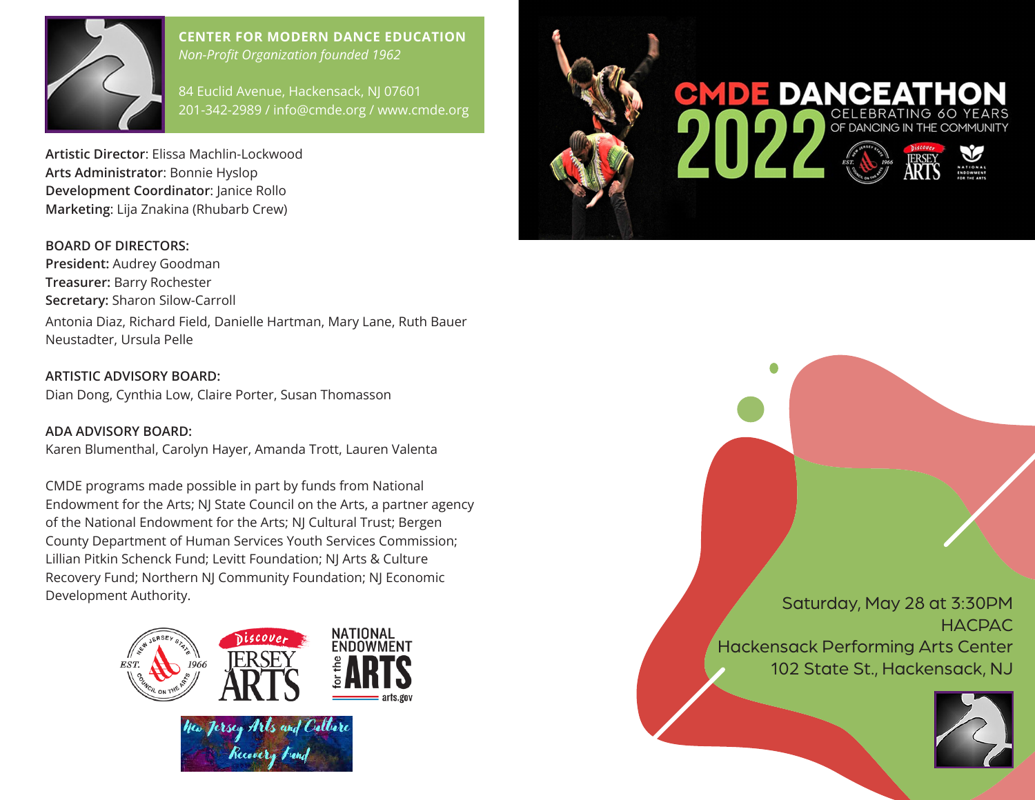## CENTER FOR MODERN DANCE EDUCATION

*Non-Profit Organization founded 1962*

84 Euclid Avenue, Hackensack, NJ 07601
201-342-2989 / info@cmde.org / www.cmde.org

**Artistic Director**: Elissa Machlin-Lockwood
**Arts Administrator**: Bonnie Hyslop
**Development Coordinator**: Janice Rollo
**Marketing**: Lija Znakina (Rhubarb Crew)

**BOARD OF DIRECTORS:**
**President:** Audrey Goodman
**Treasurer:** Barry Rochester
**Secretary:** Sharon Silow-Carroll
Antonia Diaz, Richard Field, Danielle Hartman, Mary Lane, Ruth Bauer Neustadter, Ursula Pelle

**ARTISTIC ADVISORY BOARD:**
Dian Dong, Cynthia Low, Claire Porter, Susan Thomasson

**ADA ADVISORY BOARD:**
Karen Blumenthal, Carolyn Hayer, Amanda Trott, Lauren Valenta

CMDE programs made possible in part by funds from National Endowment for the Arts; NJ State Council on the Arts, a partner agency of the National Endowment for the Arts; NJ Cultural Trust; Bergen County Department of Human Services Youth Services Commission; Lillian Pitkin Schenck Fund; Levitt Foundation; NJ Arts & Culture Recovery Fund; Northern NJ Community Foundation; NJ Economic Development Authority.

# CMDE DANCEATHON 2022

CELEBRATING 60 YEARS OF DANCING IN THE COMMUNITY

Saturday, May 28 at 3:30PM
HACPAC
Hackensack Performing Arts Center
102 State St., Hackensack, NJ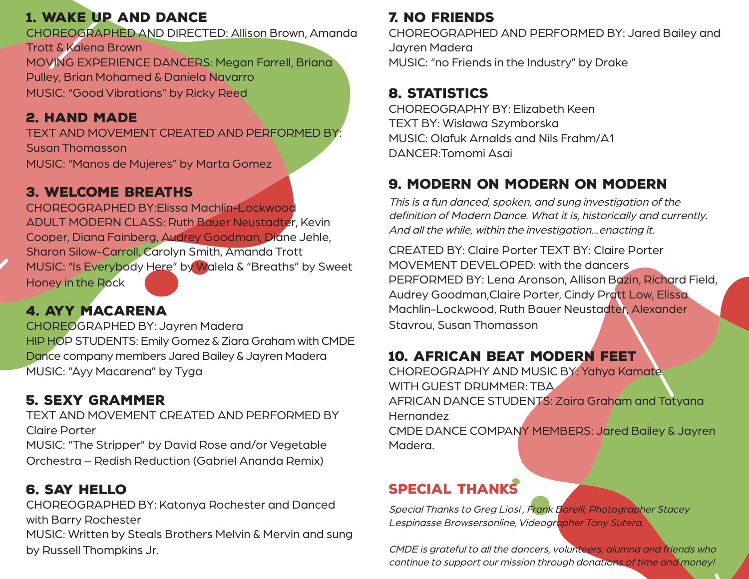## 1. WAKE UP AND DANCE

CHOREOGRAPHED AND DIRECTED: Allison Brown, Amanda Trott & Kalena Brown
MOVING EXPERIENCE DANCERS: Megan Farrell, Briana Pulley, Brian Mohamed & Daniela Navarro
MUSIC: "Good Vibrations" by Ricky Reed

## 2. HAND MADE

TEXT AND MOVEMENT CREATED AND PERFORMED BY: Susan Thomasson
MUSIC: "Manos de Mujeres" by Marta Gomez

## 3. WELCOME BREATHS

CHOREOGRAPHED BY:Elissa Machlin-Lockwood
ADULT MODERN CLASS: Ruth Bauer Neustadter, Kevin Cooper, Diana Fainberg, Audrey Goodman, Diane Jehle, Sharon Silow-Carroll, Carolyn Smith, Amanda Trott
MUSIC: "Is Everybody Here" by Walela & "Breaths" by Sweet Honey in the Rock

## 4. AYY MACARENA

CHOREOGRAPHED BY: Jayren Madera
HIP HOP STUDENTS: Emily Gomez & Ziara Graham with CMDE Dance company members Jared Bailey & Jayren Madera
MUSIC: "Ayy Macarena" by Tyga

## 5. SEXY GRAMMER

TEXT AND MOVEMENT CREATED AND PERFORMED BY Claire Porter
MUSIC: "The Stripper" by David Rose and/or Vegetable Orchestra – Redish Reduction (Gabriel Ananda Remix)

## 6. SAY HELLO

CHOREOGRAPHED BY: Katonya Rochester and Danced with Barry Rochester
MUSIC: Written by Steals Brothers Melvin & Mervin and sung by Russell Thompkins Jr.

## 7. NO FRIENDS

CHOREOGRAPHED AND PERFORMED BY: Jared Bailey and Jayren Madera
MUSIC: "no Friends in the Industry" by Drake

## 8. STATISTICS

CHOREOGRAPHY BY: Elizabeth Keen
TEXT BY: Wisława Szymborska
MUSIC: Olafuk Arnalds and Nils Frahm/A1
DANCER:Tomomi Asai

## 9. MODERN ON MODERN ON MODERN

*This is a fun danced, spoken, and sung investigation of the definition of Modern Dance. What it is, historically and currently. And all the while, within the investigation...enacting it.*

CREATED BY: Claire Porter TEXT BY: Claire Porter
MOVEMENT DEVELOPED: with the dancers
PERFORMED BY: Lena Aronson, Allison Bazin, Richard Field, Audrey Goodman,Claire Porter, Cindy Pratt Low, Elissa Machlin-Lockwood, Ruth Bauer Neustadter, Alexander Stavrou, Susan Thomasson

## 10. AFRICAN BEAT MODERN FEET

CHOREOGRAPHY AND MUSIC BY: Yahya Kamate
WITH GUEST DRUMMER: TBA
AFRICAN DANCE STUDENTS: Zaira Graham and Tatyana Hernandez
CMDE DANCE COMPANY MEMBERS: Jared Bailey & Jayren Madera.

## SPECIAL THANKS

*Special Thanks to Greg Liosi , Frank Borelli, Photographer Stacey Lespinasse Browsersonline, Videographer Tony Sutera.*

*CMDE is grateful to all the dancers, volunteers, alumna and friends who continue to support our mission through donations of time and money!*